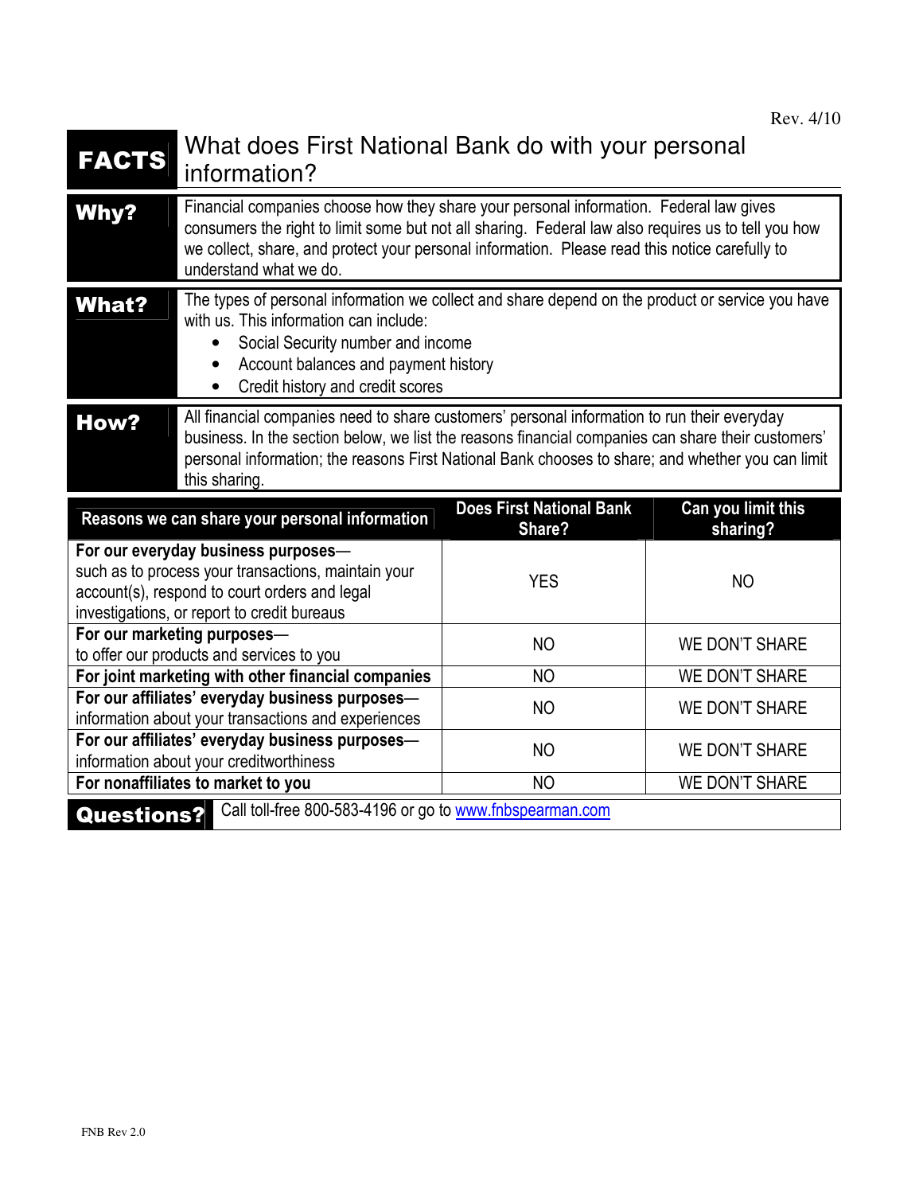Rev. 4/10

# FACTS What does First National Bank do with your personal information?

**Why?** Financial companies choose how they share your personal information. Federal law gives consumers the right to limit some but not all sharing. Federal law also requires us to tell you how we collect, share, and protect your personal information. Please read this notice carefully to understand what we do.

**What?** The types of personal information we collect and share depend on the product or service you have with us. This information can include:

- Social Security number and income
- Account balances and payment history
- Credit history and credit scores

**How?** All financial companies need to share customers' personal information to run their everyday business. In the section below, we list the reasons financial companies can share their customers' personal information; the reasons First National Bank chooses to share; and whether you can limit this sharing.

| Reasons we can share your personal information | Does First National Bank Share? | Can you limit this sharing? |
|---|---|---|
| **For our everyday business purposes**— such as to process your transactions, maintain your account(s), respond to court orders and legal investigations, or report to credit bureaus | YES | NO |
| **For our marketing purposes**— to offer our products and services to you | NO | WE DON'T SHARE |
| **For joint marketing with other financial companies** | NO | WE DON'T SHARE |
| **For our affiliates' everyday business purposes**— information about your transactions and experiences | NO | WE DON'T SHARE |
| **For our affiliates' everyday business purposes**— information about your creditworthiness | NO | WE DON'T SHARE |
| **For nonaffiliates to market to you** | NO | WE DON'T SHARE |

**Questions?** Call toll-free 800-583-4196 or go to www.fnbspearman.com

FNB Rev 2.0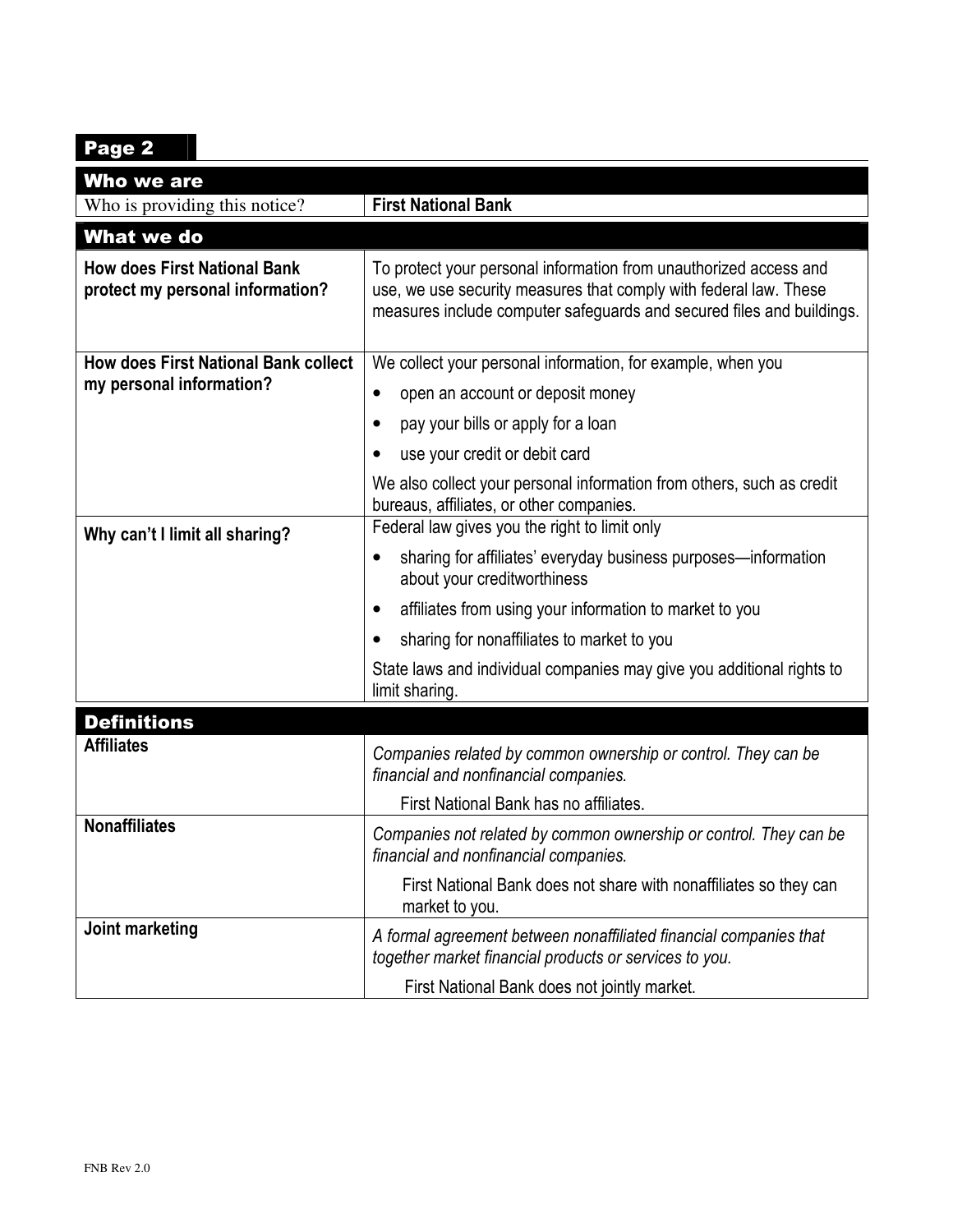## Page 2

| Who we are | |
|---|---|
| Who is providing this notice? | **First National Bank** |

| What we do | |
|---|---|
| **How does First National Bank protect my personal information?** | To protect your personal information from unauthorized access and use, we use security measures that comply with federal law. These measures include computer safeguards and secured files and buildings. |
| **How does First National Bank collect my personal information?** | We collect your personal information, for example, when you<br>• open an account or deposit money<br>• pay your bills or apply for a loan<br>• use your credit or debit card<br>We also collect your personal information from others, such as credit bureaus, affiliates, or other companies. |
| **Why can't I limit all sharing?** | Federal law gives you the right to limit only<br>• sharing for affiliates' everyday business purposes—information about your creditworthiness<br>• affiliates from using your information to market to you<br>• sharing for nonaffiliates to market to you<br>State laws and individual companies may give you additional rights to limit sharing. |

| Definitions | |
|---|---|
| **Affiliates** | *Companies related by common ownership or control. They can be financial and nonfinancial companies.*<br>First National Bank has no affiliates. |
| **Nonaffiliates** | *Companies not related by common ownership or control. They can be financial and nonfinancial companies.*<br>First National Bank does not share with nonaffiliates so they can market to you. |
| **Joint marketing** | *A formal agreement between nonaffiliated financial companies that together market financial products or services to you.*<br>First National Bank does not jointly market. |

FNB Rev 2.0